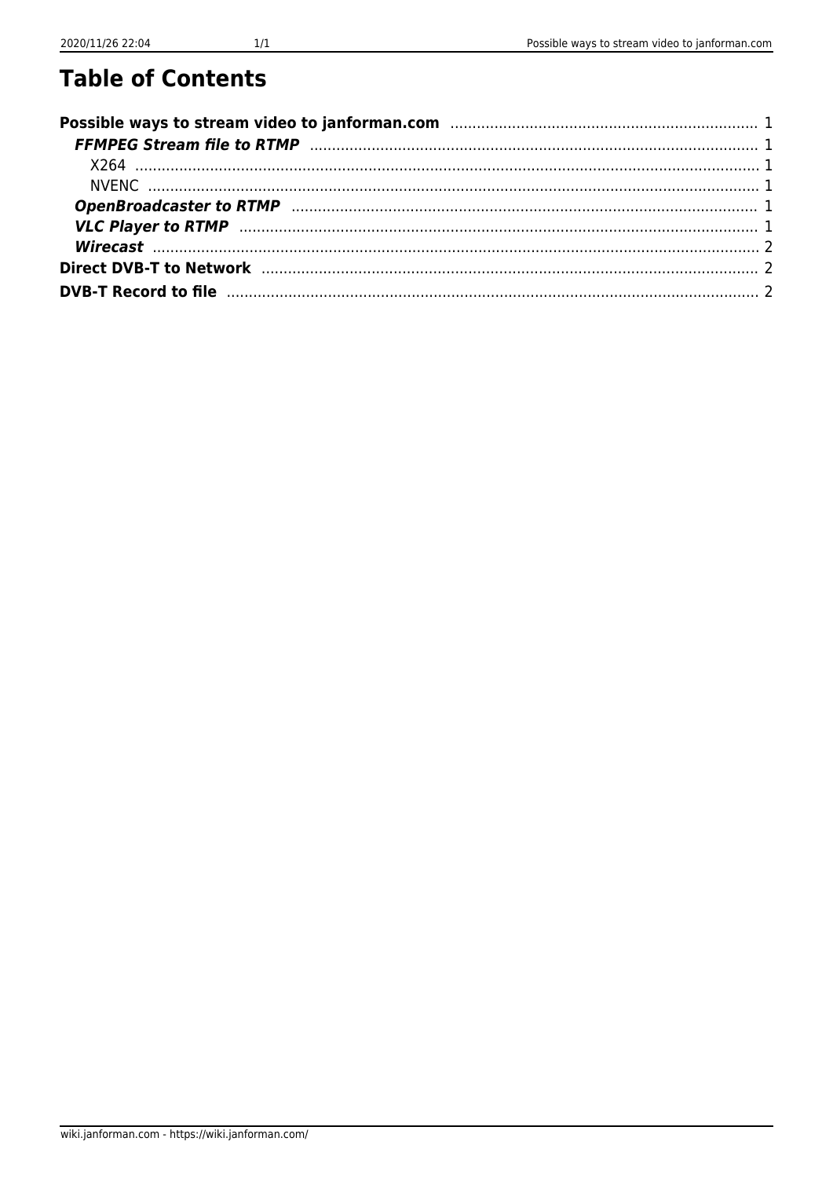# Table of Contents

- **Possible ways to stream video to janforman.com** ..... 1
  - ***FFMPEG Stream file to RTMP*** ..... 1
    - X264 ..... 1
    - NVENC ..... 1
  - ***OpenBroadcaster to RTMP*** ..... 1
  - ***VLC Player to RTMP*** ..... 1
  - ***Wirecast*** ..... 2
- **Direct DVB-T to Network** ..... 2
- **DVB-T Record to file** ..... 2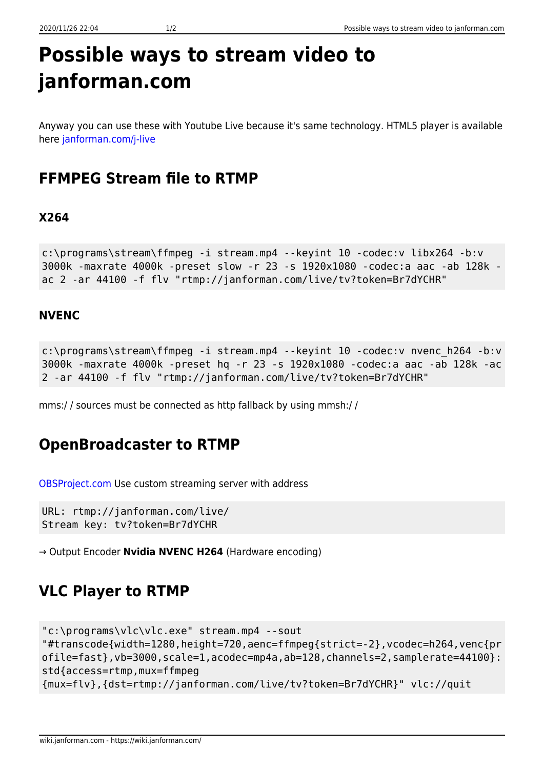# Possible ways to stream video to janforman.com

Anyway you can use these with Youtube Live because it's same technology. HTML5 player is available here janforman.com/j-live

## FFMPEG Stream file to RTMP

### X264

```
c:\programs\stream\ffmpeg -i stream.mp4 --keyint 10 -codec:v libx264 -b:v 3000k -maxrate 4000k -preset slow -r 23 -s 1920x1080 -codec:a aac -ab 128k -ac 2 -ar 44100 -f flv "rtmp://janforman.com/live/tv?token=Br7dYCHR"
```

### NVENC

```
c:\programs\stream\ffmpeg -i stream.mp4 --keyint 10 -codec:v nvenc_h264 -b:v 3000k -maxrate 4000k -preset hq -r 23 -s 1920x1080 -codec:a aac -ab 128k -ac 2 -ar 44100 -f flv "rtmp://janforman.com/live/tv?token=Br7dYCHR"
```

mms:/ / sources must be connected as http fallback by using mmsh:/ /

## OpenBroadcaster to RTMP

OBSProject.com Use custom streaming server with address

```
URL: rtmp://janforman.com/live/
Stream key: tv?token=Br7dYCHR
```

→ Output Encoder **Nvidia NVENC H264** (Hardware encoding)

## VLC Player to RTMP

```
"c:\programs\vlc\vlc.exe" stream.mp4 --sout
"#transcode{width=1280,height=720,aenc=ffmpeg{strict=-2},vcodec=h264,venc{profile=fast},vb=3000,scale=1,acodec=mp4a,ab=128,channels=2,samplerate=44100}:std{access=rtmp,mux=ffmpeg
{mux=flv},{dst=rtmp://janforman.com/live/tv?token=Br7dYCHR}" vlc://quit
```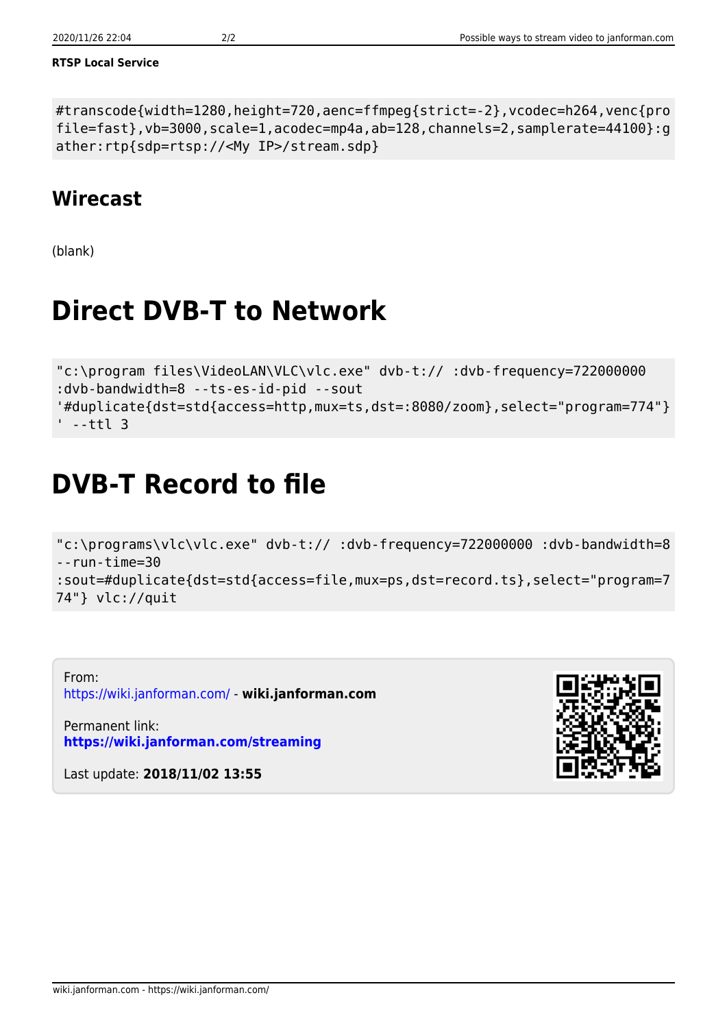**RTSP Local Service**

```
#transcode{width=1280,height=720,aenc=ffmpeg{strict=-2},vcodec=h264,venc{profile=fast},vb=3000,scale=1,acodec=mp4a,ab=128,channels=2,samplerate=44100}:gather:rtp{sdp=rtsp://<My IP>/stream.sdp}
```

## Wirecast

(blank)

# Direct DVB-T to Network

```
"c:\program files\VideoLAN\VLC\vlc.exe" dvb-t:// :dvb-frequency=722000000
:dvb-bandwidth=8 --ts-es-id-pid --sout
'#duplicate{dst=std{access=http,mux=ts,dst=:8080/zoom},select="program=774"}
' --ttl 3
```

# DVB-T Record to file

```
"c:\programs\vlc\vlc.exe" dvb-t:// :dvb-frequency=722000000 :dvb-bandwidth=8
--run-time=30
:sout=#duplicate{dst=std{access=file,mux=ps,dst=record.ts},select="program=774"} vlc://quit
```

From:
https://wiki.janforman.com/ - **wiki.janforman.com**

Permanent link:
**https://wiki.janforman.com/streaming**

Last update: **2018/11/02 13:55**